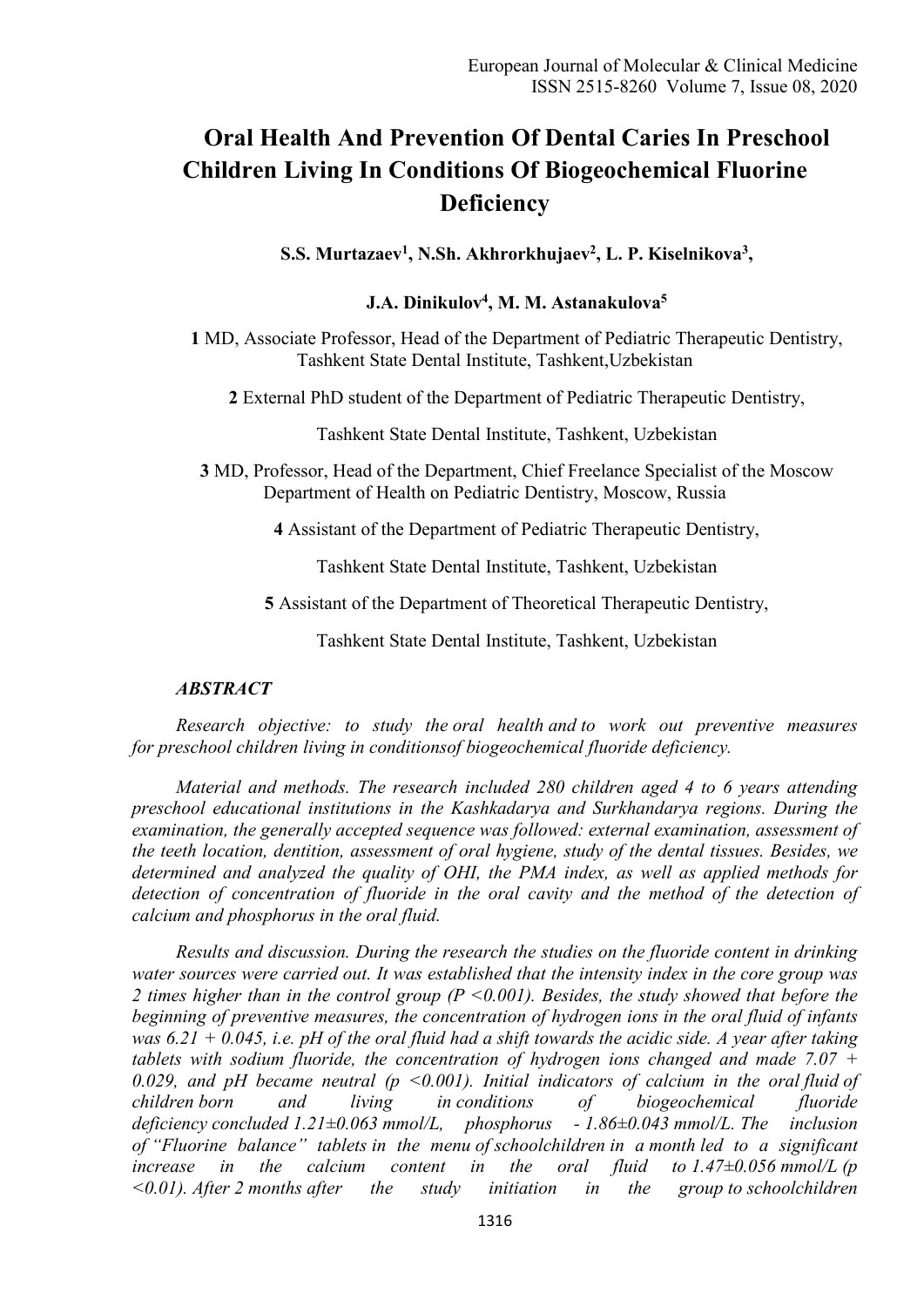# Oral Health And Prevention Of Dental Caries In Preschool Children Living In Conditions Of Biogeochemical Fluorine Deficiency

**S.S. Murtazaev[1], N.Sh. Akhrorkhujaev[2], L. P. Kiselnikova[3],**

**J.A. Dinikulov[4], M. M. Astanakulova[5]**

**1** MD, Associate Professor, Head of the Department of Pediatric Therapeutic Dentistry, Tashkent State Dental Institute, Tashkent,Uzbekistan

**2** External PhD student of the Department of Pediatric Therapeutic Dentistry,

Tashkent State Dental Institute, Tashkent, Uzbekistan

**3** MD, Professor, Head of the Department, Chief Freelance Specialist of the Moscow Department of Health on Pediatric Dentistry, Moscow, Russia

**4** Assistant of the Department of Pediatric Therapeutic Dentistry,

Tashkent State Dental Institute, Tashkent, Uzbekistan

**5** Assistant of the Department of Theoretical Therapeutic Dentistry,

Tashkent State Dental Institute, Tashkent, Uzbekistan

***ABSTRACT***

*Research objective: to study the oral health and to work out preventive measures for preschool children living in conditionsof biogeochemical fluoride deficiency.*

*Material and methods. The research included 280 children aged 4 to 6 years attending preschool educational institutions in the Kashkadarya and Surkhandarya regions. During the examination, the generally accepted sequence was followed: external examination, assessment of the teeth location, dentition, assessment of oral hygiene, study of the dental tissues. Besides, we determined and analyzed the quality of OHI, the PMA index, as well as applied methods for detection of concentration of fluoride in the oral cavity and the method of the detection of calcium and phosphorus in the oral fluid.*

*Results and discussion. During the research the studies on the fluoride content in drinking water sources were carried out. It was established that the intensity index in the core group was 2 times higher than in the control group ($P < 0.001$). Besides, the study showed that before the beginning of preventive measures, the concentration of hydrogen ions in the oral fluid of infants was 6.21 + 0.045, i.e. pH of the oral fluid had a shift towards the acidic side. A year after taking tablets with sodium fluoride, the concentration of hydrogen ions changed and made 7.07 + 0.029, and pH became neutral ($p < 0.001$). Initial indicators of calcium in the oral fluid of children born and living in conditions of biogeochemical fluoride deficiency concluded 1.21±0.063 mmol/L, phosphorus - 1.86±0.043 mmol/L. The inclusion of "Fluorine balance" tablets in the menu of schoolchildren in a month led to a significant increase in the calcium content in the oral fluid to 1.47±0.056 mmol/L ($p < 0.01$). After 2 months after the study initiation in the group to schoolchildren*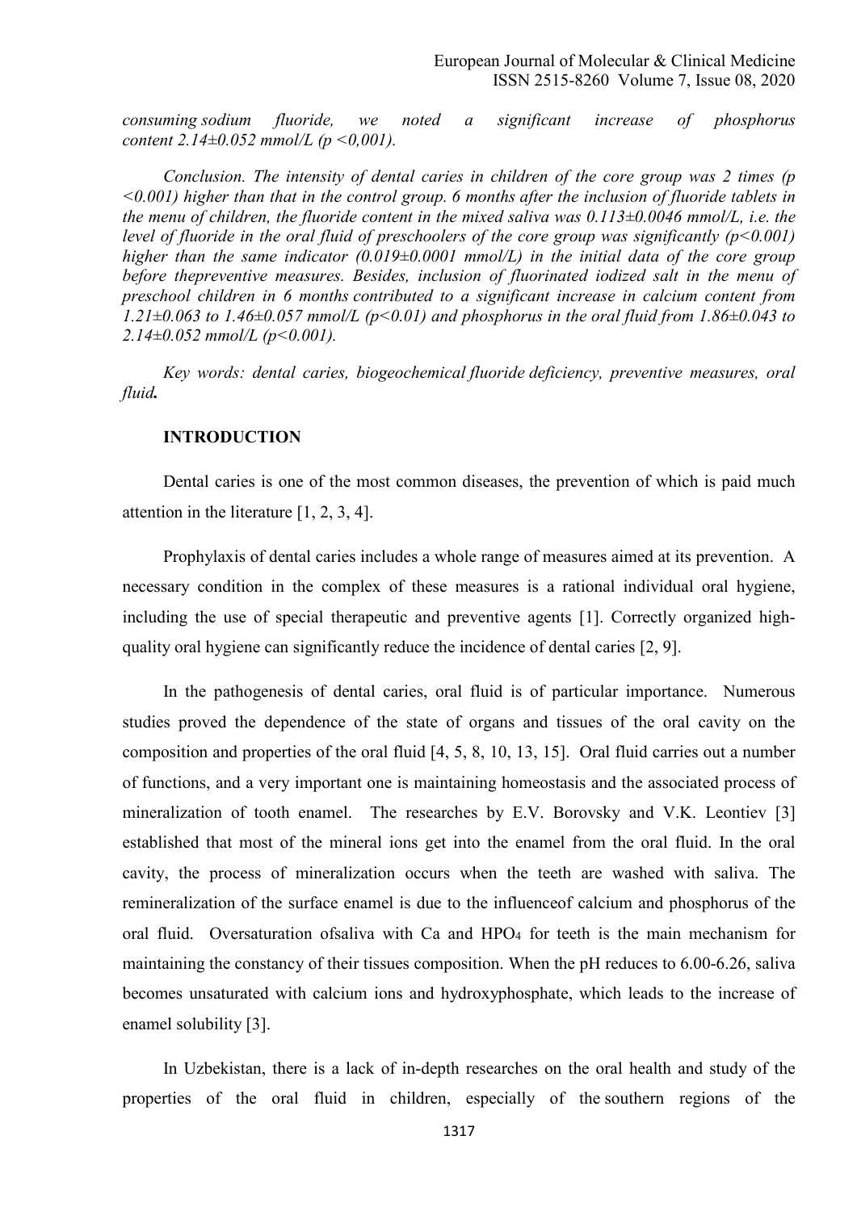*consuming sodium fluoride, we noted a significant increase of phosphorus content 2.14±0.052 mmol/L ($p$ <0,001).*

*Conclusion. The intensity of dental caries in children of the core group was 2 times ($p$ <0.001) higher than that in the control group. 6 months after the inclusion of fluoride tablets in the menu of children, the fluoride content in the mixed saliva was 0.113±0.0046 mmol/L, i.e. the level of fluoride in the oral fluid of preschoolers of the core group was significantly ($p$<0.001) higher than the same indicator (0.019±0.0001 mmol/L) in the initial data of the core group before thepreventive measures. Besides, inclusion of fluorinated iodized salt in the menu of preschool children in 6 months contributed to a significant increase in calcium content from 1.21±0.063 to 1.46±0.057 mmol/L ($p$<0.01) and phosphorus in the oral fluid from 1.86±0.043 to 2.14±0.052 mmol/L ($p$<0.001).*

*Key words: dental caries, biogeochemical fluoride deficiency, preventive measures, oral fluid.*

## INTRODUCTION

Dental caries is one of the most common diseases, the prevention of which is paid much attention in the literature [1, 2, 3, 4].

Prophylaxis of dental caries includes a whole range of measures aimed at its prevention. A necessary condition in the complex of these measures is a rational individual oral hygiene, including the use of special therapeutic and preventive agents [1]. Correctly organized high-quality oral hygiene can significantly reduce the incidence of dental caries [2, 9].

In the pathogenesis of dental caries, oral fluid is of particular importance. Numerous studies proved the dependence of the state of organs and tissues of the oral cavity on the composition and properties of the oral fluid [4, 5, 8, 10, 13, 15]. Oral fluid carries out a number of functions, and a very important one is maintaining homeostasis and the associated process of mineralization of tooth enamel. The researches by E.V. Borovsky and V.K. Leontiev [3] established that most of the mineral ions get into the enamel from the oral fluid. In the oral cavity, the process of mineralization occurs when the teeth are washed with saliva. The remineralization of the surface enamel is due to the influenceof calcium and phosphorus of the oral fluid. Oversaturation ofsaliva with Ca and $HPO_4$ for teeth is the main mechanism for maintaining the constancy of their tissues composition. When the pH reduces to 6.00-6.26, saliva becomes unsaturated with calcium ions and hydroxyphosphate, which leads to the increase of enamel solubility [3].

In Uzbekistan, there is a lack of in-depth researches on the oral health and study of the properties of the oral fluid in children, especially of the southern regions of the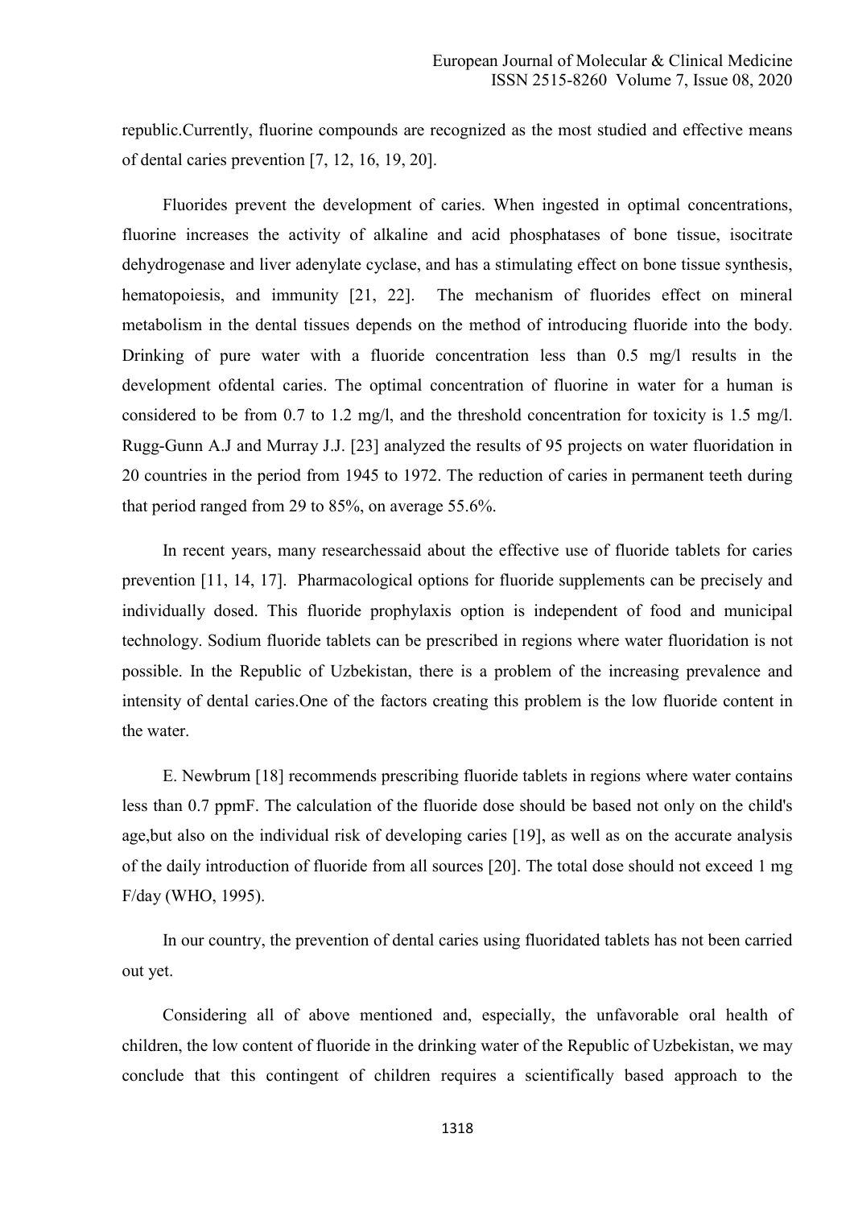republic.Currently, fluorine compounds are recognized as the most studied and effective means of dental caries prevention [7, 12, 16, 19, 20].

Fluorides prevent the development of caries. When ingested in optimal concentrations, fluorine increases the activity of alkaline and acid phosphatases of bone tissue, isocitrate dehydrogenase and liver adenylate cyclase, and has a stimulating effect on bone tissue synthesis, hematopoiesis, and immunity [21, 22]. The mechanism of fluorides effect on mineral metabolism in the dental tissues depends on the method of introducing fluoride into the body. Drinking of pure water with a fluoride concentration less than 0.5 mg/l results in the development ofdental caries. The optimal concentration of fluorine in water for a human is considered to be from 0.7 to 1.2 mg/l, and the threshold concentration for toxicity is 1.5 mg/l. Rugg-Gunn A.J and Murray J.J. [23] analyzed the results of 95 projects on water fluoridation in 20 countries in the period from 1945 to 1972. The reduction of caries in permanent teeth during that period ranged from 29 to 85%, on average 55.6%.

In recent years, many researchessaid about the effective use of fluoride tablets for caries prevention [11, 14, 17]. Pharmacological options for fluoride supplements can be precisely and individually dosed. This fluoride prophylaxis option is independent of food and municipal technology. Sodium fluoride tablets can be prescribed in regions where water fluoridation is not possible. In the Republic of Uzbekistan, there is a problem of the increasing prevalence and intensity of dental caries.One of the factors creating this problem is the low fluoride content in the water.

E. Newbrum [18] recommends prescribing fluoride tablets in regions where water contains less than 0.7 ppmF. The calculation of the fluoride dose should be based not only on the child's age,but also on the individual risk of developing caries [19], as well as on the accurate analysis of the daily introduction of fluoride from all sources [20]. The total dose should not exceed 1 mg F/day (WHO, 1995).

In our country, the prevention of dental caries using fluoridated tablets has not been carried out yet.

Considering all of above mentioned and, especially, the unfavorable oral health of children, the low content of fluoride in the drinking water of the Republic of Uzbekistan, we may conclude that this contingent of children requires a scientifically based approach to the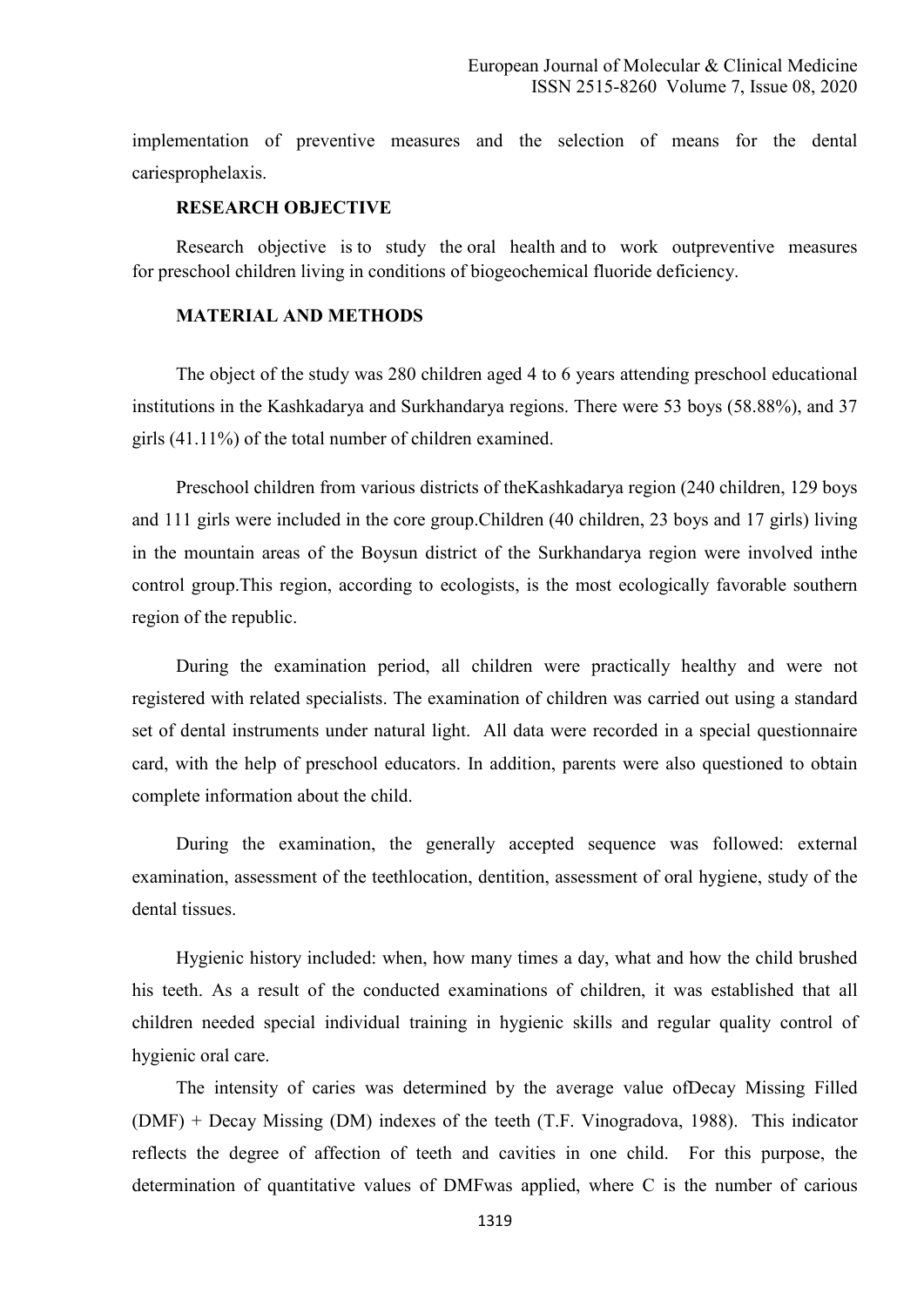implementation of preventive measures and the selection of means for the dental cariesprophelaxis.

## RESEARCH OBJECTIVE

Research objective is to study the oral health and to work outpreventive measures for preschool children living in conditions of biogeochemical fluoride deficiency.

## MATERIAL AND METHODS

The object of the study was 280 children aged 4 to 6 years attending preschool educational institutions in the Kashkadarya and Surkhandarya regions. There were 53 boys (58.88%), and 37 girls (41.11%) of the total number of children examined.

Preschool children from various districts of theKashkadarya region (240 children, 129 boys and 111 girls were included in the core group.Children (40 children, 23 boys and 17 girls) living in the mountain areas of the Boysun district of the Surkhandarya region were involved inthe control group.This region, according to ecologists, is the most ecologically favorable southern region of the republic.

During the examination period, all children were practically healthy and were not registered with related specialists. The examination of children was carried out using a standard set of dental instruments under natural light. All data were recorded in a special questionnaire card, with the help of preschool educators. In addition, parents were also questioned to obtain complete information about the child.

During the examination, the generally accepted sequence was followed: external examination, assessment of the teethlocation, dentition, assessment of oral hygiene, study of the dental tissues.

Hygienic history included: when, how many times a day, what and how the child brushed his teeth. As a result of the conducted examinations of children, it was established that all children needed special individual training in hygienic skills and regular quality control of hygienic oral care.

The intensity of caries was determined by the average value ofDecay Missing Filled (DMF) + Decay Missing (DM) indexes of the teeth (T.F. Vinogradova, 1988). This indicator reflects the degree of affection of teeth and cavities in one child. For this purpose, the determination of quantitative values of DMFwas applied, where C is the number of carious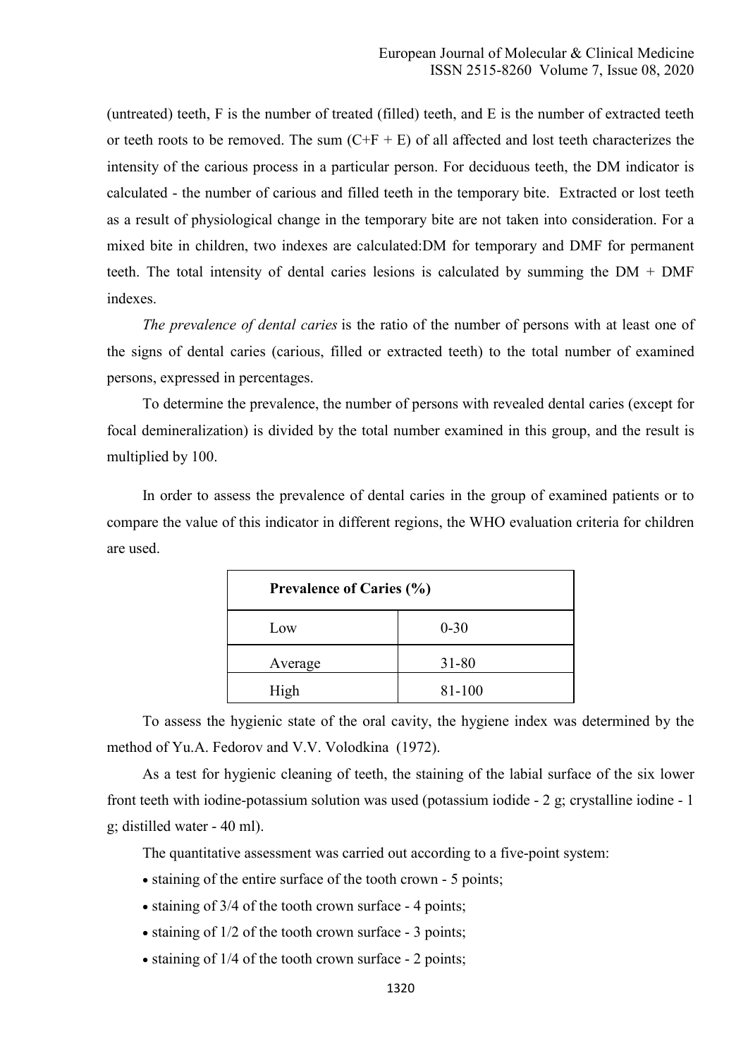(untreated) teeth, F is the number of treated (filled) teeth, and E is the number of extracted teeth or teeth roots to be removed. The sum (C+F + E) of all affected and lost teeth characterizes the intensity of the carious process in a particular person. For deciduous teeth, the DM indicator is calculated - the number of carious and filled teeth in the temporary bite. Extracted or lost teeth as a result of physiological change in the temporary bite are not taken into consideration. For a mixed bite in children, two indexes are calculated:DM for temporary and DMF for permanent teeth. The total intensity of dental caries lesions is calculated by summing the DM + DMF indexes.

*The prevalence of dental caries* is the ratio of the number of persons with at least one of the signs of dental caries (carious, filled or extracted teeth) to the total number of examined persons, expressed in percentages.

To determine the prevalence, the number of persons with revealed dental caries (except for focal demineralization) is divided by the total number examined in this group, and the result is multiplied by 100.

In order to assess the prevalence of dental caries in the group of examined patients or to compare the value of this indicator in different regions, the WHO evaluation criteria for children are used.

| **Prevalence of Caries (%)** | |
|---|---|
| Low | 0-30 |
| Average | 31-80 |
| High | 81-100 |

To assess the hygienic state of the oral cavity, the hygiene index was determined by the method of Yu.A. Fedorov and V.V. Volodkina (1972).

As a test for hygienic cleaning of teeth, the staining of the labial surface of the six lower front teeth with iodine-potassium solution was used (potassium iodide - 2 g; crystalline iodine - 1 g; distilled water - 40 ml).

The quantitative assessment was carried out according to a five-point system:

- staining of the entire surface of the tooth crown - 5 points;
- staining of 3/4 of the tooth crown surface - 4 points;
- staining of 1/2 of the tooth crown surface - 3 points;
- staining of 1/4 of the tooth crown surface - 2 points;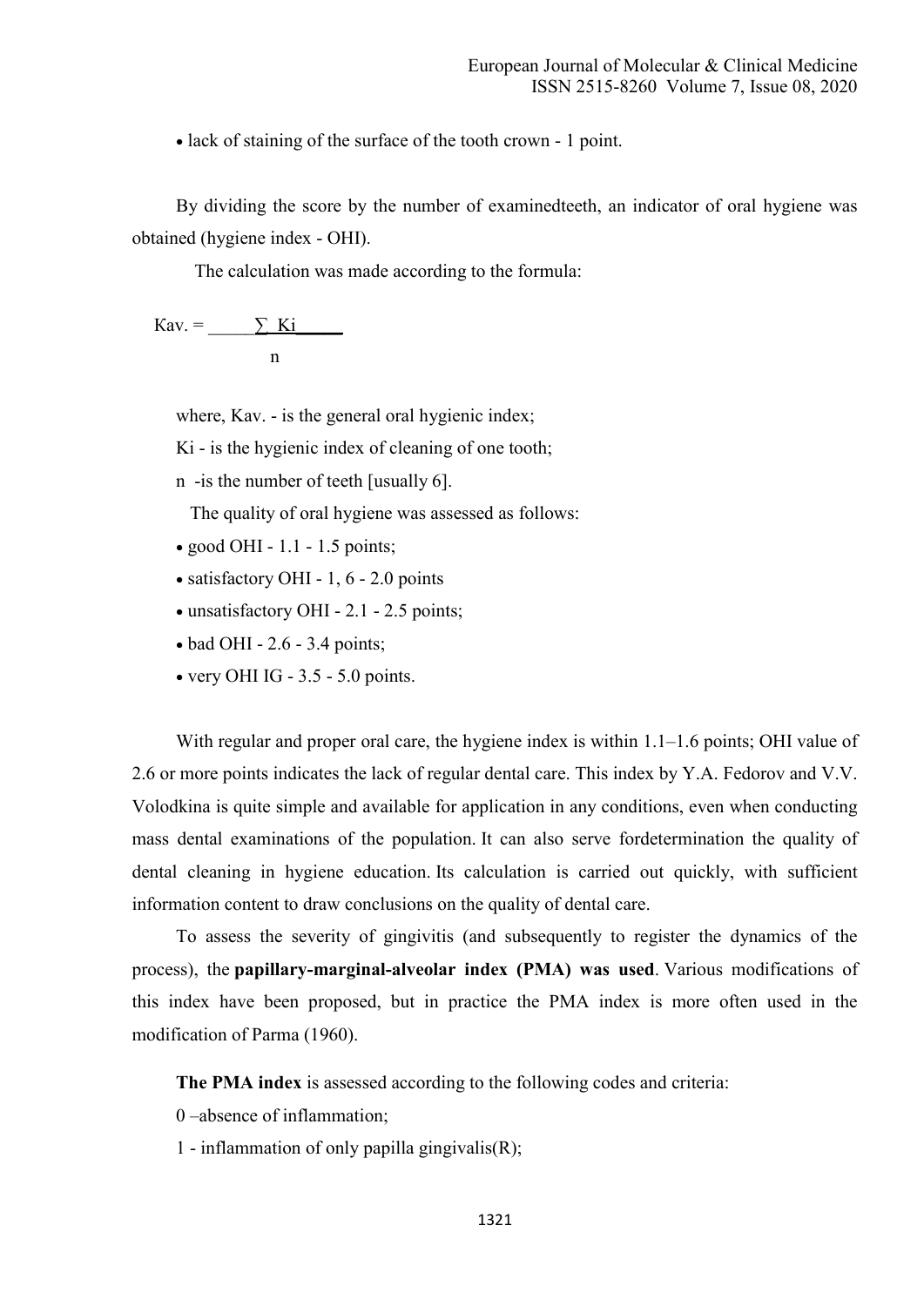• lack of staining of the surface of the tooth crown - 1 point.

By dividing the score by the number of examinedteeth, an indicator of oral hygiene was obtained (hygiene index - OHI).

The calculation was made according to the formula:

$$Kav. = \frac{\sum Ki}{n}$$

where, Kav. - is the general oral hygienic index;

Ki - is the hygienic index of cleaning of one tooth;

n -is the number of teeth [usually 6].

The quality of oral hygiene was assessed as follows:

- good OHI - 1.1 - 1.5 points;
- satisfactory OHI - 1, 6 - 2.0 points
- unsatisfactory OHI - 2.1 - 2.5 points;
- bad OHI - 2.6 - 3.4 points;
- very OHI IG - 3.5 - 5.0 points.

With regular and proper oral care, the hygiene index is within 1.1–1.6 points; OHI value of 2.6 or more points indicates the lack of regular dental care. This index by Y.A. Fedorov and V.V. Volodkina is quite simple and available for application in any conditions, even when conducting mass dental examinations of the population. It can also serve fordetermination the quality of dental cleaning in hygiene education. Its calculation is carried out quickly, with sufficient information content to draw conclusions on the quality of dental care.

To assess the severity of gingivitis (and subsequently to register the dynamics of the process), the **papillary-marginal-alveolar index (PMA) was used**. Various modifications of this index have been proposed, but in practice the PMA index is more often used in the modification of Parma (1960).

**The PMA index** is assessed according to the following codes and criteria:

0 –absence of inflammation;

1 - inflammation of only papilla gingivalis(R);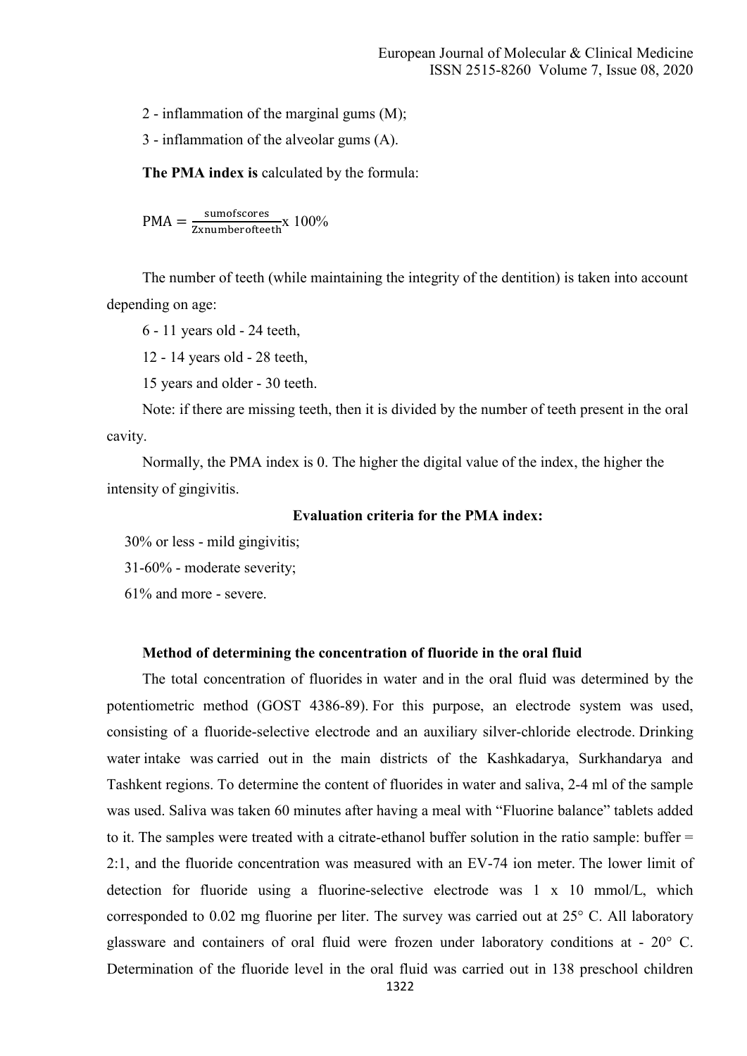2 - inflammation of the marginal gums (M);

3 - inflammation of the alveolar gums (A).

**The PMA index is** calculated by the formula:

$$PMA = \frac{sumofscores}{Zxnumberofteeth} x\ 100\%$$

The number of teeth (while maintaining the integrity of the dentition) is taken into account depending on age:

6 - 11 years old - 24 teeth,

12 - 14 years old - 28 teeth,

15 years and older - 30 teeth.

Note: if there are missing teeth, then it is divided by the number of teeth present in the oral cavity.

Normally, the PMA index is 0. The higher the digital value of the index, the higher the intensity of gingivitis.

**Evaluation criteria for the PMA index:**

30% or less - mild gingivitis;

31-60% - moderate severity;

61% and more - severe.

**Method of determining the concentration of fluoride in the oral fluid**

The total concentration of fluorides in water and in the oral fluid was determined by the potentiometric method (GOST 4386-89). For this purpose, an electrode system was used, consisting of a fluoride-selective electrode and an auxiliary silver-chloride electrode. Drinking water intake was carried out in the main districts of the Kashkadarya, Surkhandarya and Tashkent regions. To determine the content of fluorides in water and saliva, 2-4 ml of the sample was used. Saliva was taken 60 minutes after having a meal with "Fluorine balance" tablets added to it. The samples were treated with a citrate-ethanol buffer solution in the ratio sample: buffer = 2:1, and the fluoride concentration was measured with an EV-74 ion meter. The lower limit of detection for fluoride using a fluorine-selective electrode was 1 x 10 mmol/L, which corresponded to 0.02 mg fluorine per liter. The survey was carried out at 25° C. All laboratory glassware and containers of oral fluid were frozen under laboratory conditions at - 20° C. Determination of the fluoride level in the oral fluid was carried out in 138 preschool children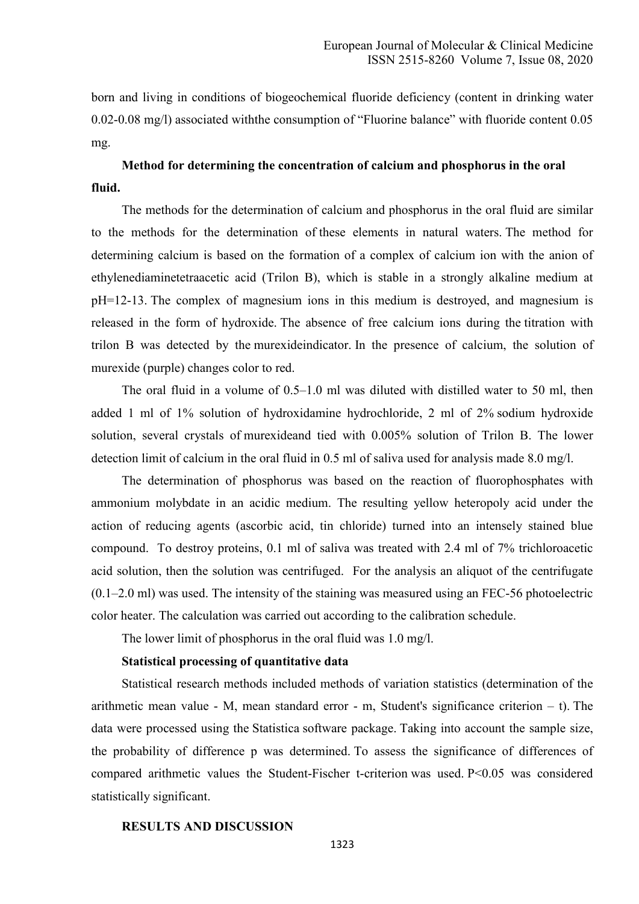born and living in conditions of biogeochemical fluoride deficiency (content in drinking water 0.02-0.08 mg/l) associated withthe consumption of "Fluorine balance" with fluoride content 0.05 mg.

**Method for determining the concentration of calcium and phosphorus in the oral fluid.**

The methods for the determination of calcium and phosphorus in the oral fluid are similar to the methods for the determination of these elements in natural waters. The method for determining calcium is based on the formation of a complex of calcium ion with the anion of ethylenediaminetetraacetic acid (Trilon B), which is stable in a strongly alkaline medium at pH=12-13. The complex of magnesium ions in this medium is destroyed, and magnesium is released in the form of hydroxide. The absence of free calcium ions during the titration with trilon B was detected by the murexideindicator. In the presence of calcium, the solution of murexide (purple) changes color to red.

The oral fluid in a volume of 0.5–1.0 ml was diluted with distilled water to 50 ml, then added 1 ml of 1% solution of hydroxidamine hydrochloride, 2 ml of 2% sodium hydroxide solution, several crystals of murexideand tied with 0.005% solution of Trilon B. The lower detection limit of calcium in the oral fluid in 0.5 ml of saliva used for analysis made 8.0 mg/l.

The determination of phosphorus was based on the reaction of fluorophosphates with ammonium molybdate in an acidic medium. The resulting yellow heteropoly acid under the action of reducing agents (ascorbic acid, tin chloride) turned into an intensely stained blue compound. To destroy proteins, 0.1 ml of saliva was treated with 2.4 ml of 7% trichloroacetic acid solution, then the solution was centrifuged. For the analysis an aliquot of the centrifugate (0.1–2.0 ml) was used. The intensity of the staining was measured using an FEC-56 photoelectric color heater. The calculation was carried out according to the calibration schedule.

The lower limit of phosphorus in the oral fluid was 1.0 mg/l.

**Statistical processing of quantitative data**

Statistical research methods included methods of variation statistics (determination of the arithmetic mean value - M, mean standard error - m, Student's significance criterion – t). The data were processed using the Statistica software package. Taking into account the sample size, the probability of difference p was determined. To assess the significance of differences of compared arithmetic values the Student-Fischer t-criterion was used. $P<0.05$ was considered statistically significant.

## RESULTS AND DISCUSSION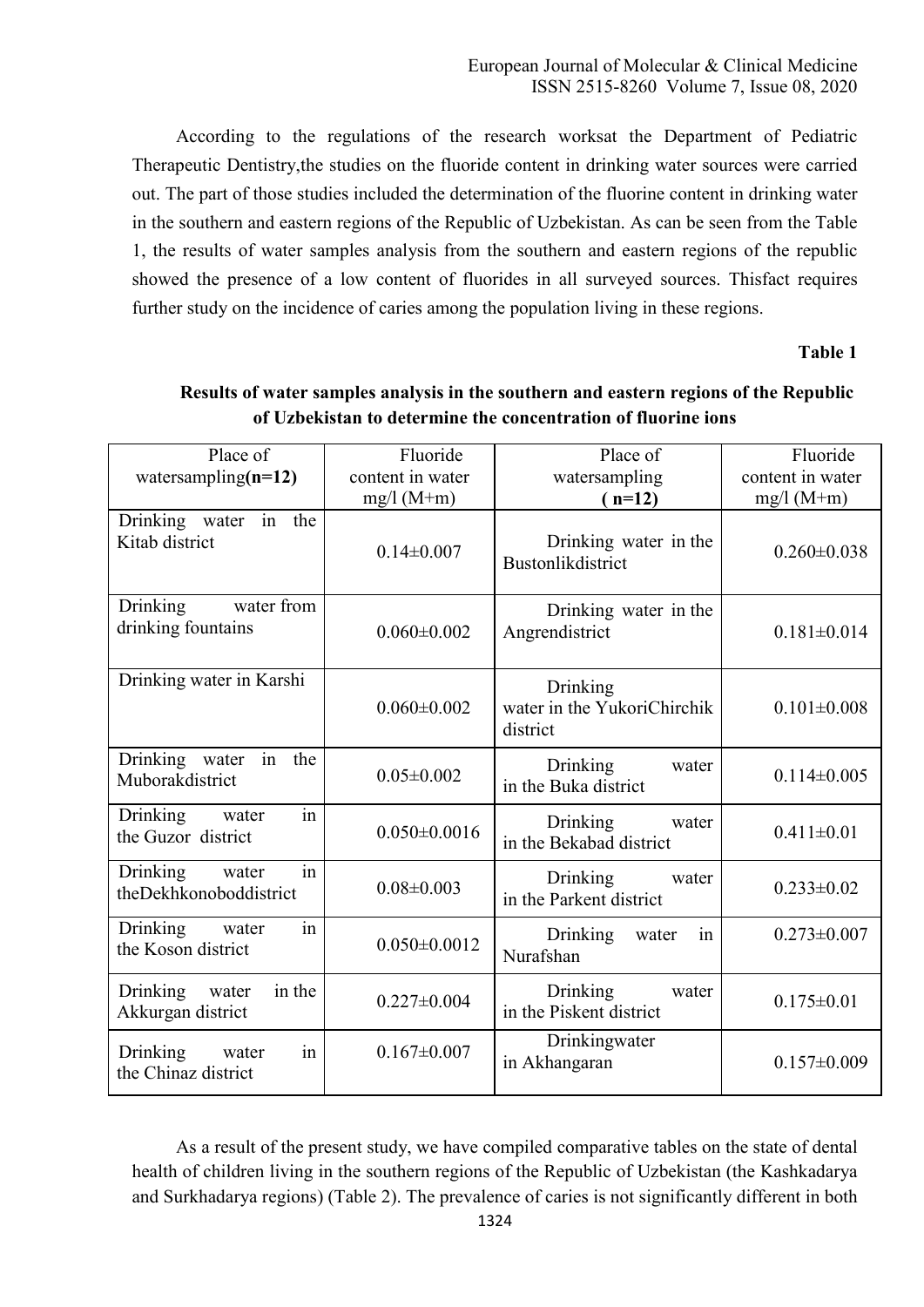According to the regulations of the research worksat the Department of Pediatric Therapeutic Dentistry,the studies on the fluoride content in drinking water sources were carried out. The part of those studies included the determination of the fluorine content in drinking water in the southern and eastern regions of the Republic of Uzbekistan. As can be seen from the Table 1, the results of water samples analysis from the southern and eastern regions of the republic showed the presence of a low content of fluorides in all surveyed sources. Thisfact requires further study on the incidence of caries among the population living in these regions.

**Table 1**

**Results of water samples analysis in the southern and eastern regions of the Republic of Uzbekistan to determine the concentration of fluorine ions**

| Place of watersampling**(n=12)** | Fluoride content in water mg/l (M+m) | Place of watersampling **( n=12)** | Fluoride content in water mg/l (M+m) |
|---|---|---|---|
| Drinking water in the Kitab district | 0.14±0.007 | Drinking water in the Bustonlikdistrict | 0.260±0.038 |
| Drinking water from drinking fountains | 0.060±0.002 | Drinking water in the Angrendistrict | 0.181±0.014 |
| Drinking water in Karshi | 0.060±0.002 | Drinking water in the YukoriChirchik district | 0.101±0.008 |
| Drinking water in the Muborakdistrict | 0.05±0.002 | Drinking water in the Buka district | 0.114±0.005 |
| Drinking water in the Guzor district | 0.050±0.0016 | Drinking water in the Bekabad district | 0.411±0.01 |
| Drinking water in theDekhkonoboddistrict | 0.08±0.003 | Drinking water in the Parkent district | 0.233±0.02 |
| Drinking water in the Koson district | 0.050±0.0012 | Drinking water in Nurafshan | 0.273±0.007 |
| Drinking water in the Akkurgan district | 0.227±0.004 | Drinking water in the Piskent district | 0.175±0.01 |
| Drinking water in the Chinaz district | 0.167±0.007 | Drinkingwater in Akhangaran | 0.157±0.009 |

As a result of the present study, we have compiled comparative tables on the state of dental health of children living in the southern regions of the Republic of Uzbekistan (the Kashkadarya and Surkhadarya regions) (Table 2). The prevalence of caries is not significantly different in both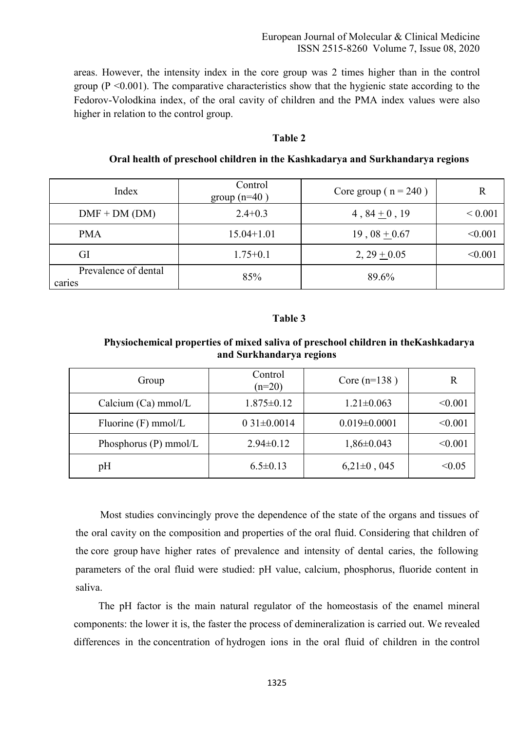areas. However, the intensity index in the core group was 2 times higher than in the control group ($P < 0.001$). The comparative characteristics show that the hygienic state according to the Fedorov-Volodkina index, of the oral cavity of children and the PMA index values were also higher in relation to the control group.

**Table 2**

**Oral health of preschool children in the Kashkadarya and Surkhandarya regions**

| Index | Control group (n=40 ) | Core group ( n = 240 ) | R |
|---|---|---|---|
| DMF + DM (DM) | 2.4+0.3 | 4 , 84 + 0 , 19 | < 0.001 |
| PMA | 15.04+1.01 | 19 , 08 + 0.67 | <0.001 |
| GI | 1.75+0.1 | 2, 29 + 0.05 | <0.001 |
| Prevalence of dental caries | 85% | 89.6% | |

**Table 3**

**Physiochemical properties of mixed saliva of preschool children in theKashkadarya and Surkhandarya regions**

| Group | Control (n=20) | Core (n=138 ) | R |
|---|---|---|---|
| Calcium (Ca) mmol/L | 1.875±0.12 | 1.21±0.063 | <0.001 |
| Fluorine (F) mmol/L | 0 31±0.0014 | 0.019±0.0001 | <0.001 |
| Phosphorus (P) mmol/L | 2.94±0.12 | 1,86±0.043 | <0.001 |
| pH | 6.5±0.13 | 6,21±0 , 045 | <0.05 |

Most studies convincingly prove the dependence of the state of the organs and tissues of the oral cavity on the composition and properties of the oral fluid. Considering that children of the core group have higher rates of prevalence and intensity of dental caries, the following parameters of the oral fluid were studied: pH value, calcium, phosphorus, fluoride content in saliva.

The pH factor is the main natural regulator of the homeostasis of the enamel mineral components: the lower it is, the faster the process of demineralization is carried out. We revealed differences in the concentration of hydrogen ions in the oral fluid of children in the control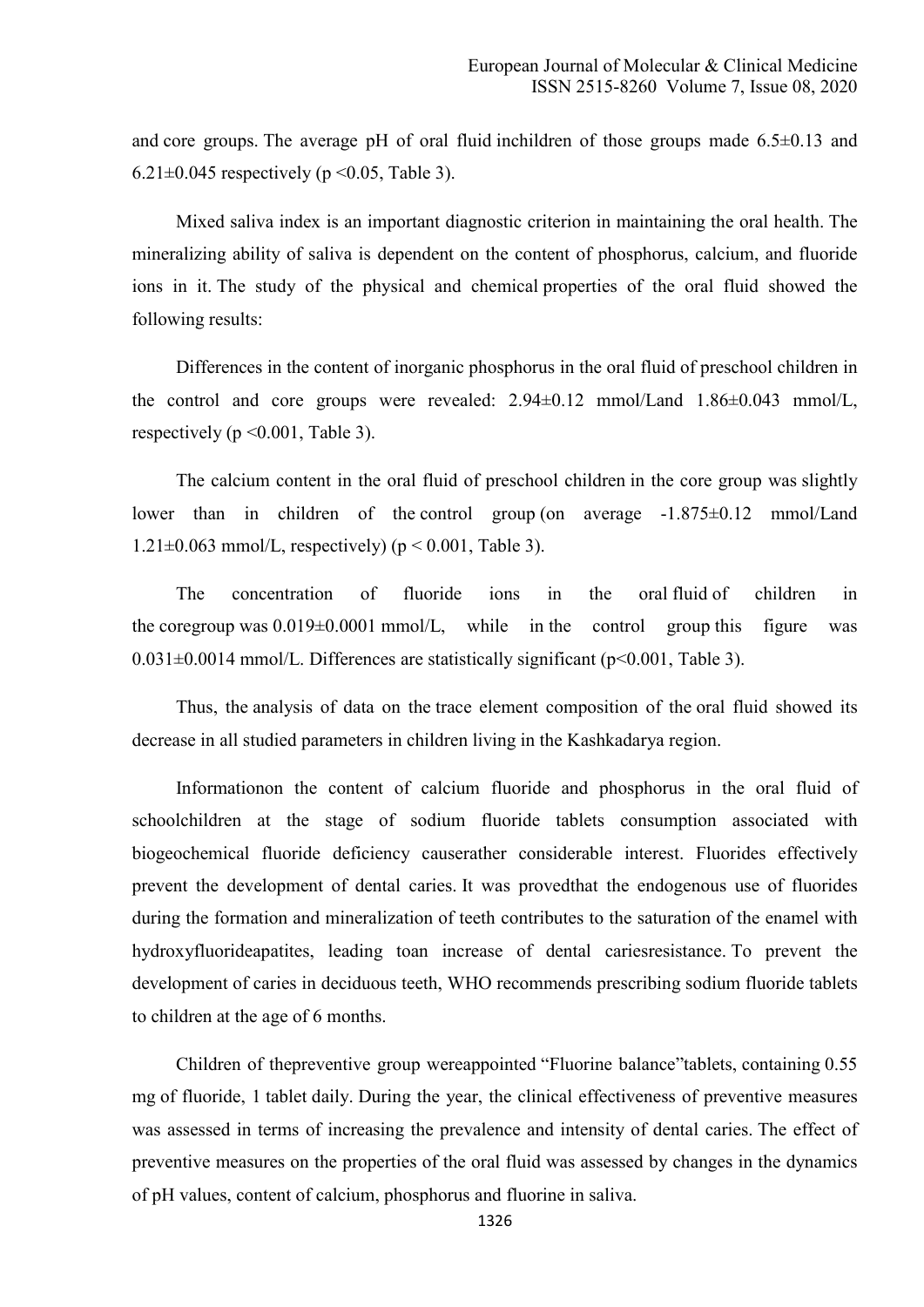and core groups. The average pH of oral fluid inchildren of those groups made 6.5±0.13 and 6.21±0.045 respectively ($p < 0.05$, Table 3).

Mixed saliva index is an important diagnostic criterion in maintaining the oral health. The mineralizing ability of saliva is dependent on the content of phosphorus, calcium, and fluoride ions in it. The study of the physical and chemical properties of the oral fluid showed the following results:

Differences in the content of inorganic phosphorus in the oral fluid of preschool children in the control and core groups were revealed: 2.94±0.12 mmol/Land 1.86±0.043 mmol/L, respectively ($p < 0.001$, Table 3).

The calcium content in the oral fluid of preschool children in the core group was slightly lower than in children of the control group (on average -1.875±0.12 mmol/Land 1.21±0.063 mmol/L, respectively) ($p < 0.001$, Table 3).

The concentration of fluoride ions in the oral fluid of children in the coregroup was 0.019±0.0001 mmol/L, while in the control group this figure was 0.031±0.0014 mmol/L. Differences are statistically significant ($p < 0.001$, Table 3).

Thus, the analysis of data on the trace element composition of the oral fluid showed its decrease in all studied parameters in children living in the Kashkadarya region.

Informationon the content of calcium fluoride and phosphorus in the oral fluid of schoolchildren at the stage of sodium fluoride tablets consumption associated with biogeochemical fluoride deficiency causerather considerable interest. Fluorides effectively prevent the development of dental caries. It was provedthat the endogenous use of fluorides during the formation and mineralization of teeth contributes to the saturation of the enamel with hydroxyfluorideapatites, leading toan increase of dental cariesresistance. To prevent the development of caries in deciduous teeth, WHO recommends prescribing sodium fluoride tablets to children at the age of 6 months.

Children of thepreventive group wereappointed "Fluorine balance"tablets, containing 0.55 mg of fluoride, 1 tablet daily. During the year, the clinical effectiveness of preventive measures was assessed in terms of increasing the prevalence and intensity of dental caries. The effect of preventive measures on the properties of the oral fluid was assessed by changes in the dynamics of pH values, content of calcium, phosphorus and fluorine in saliva.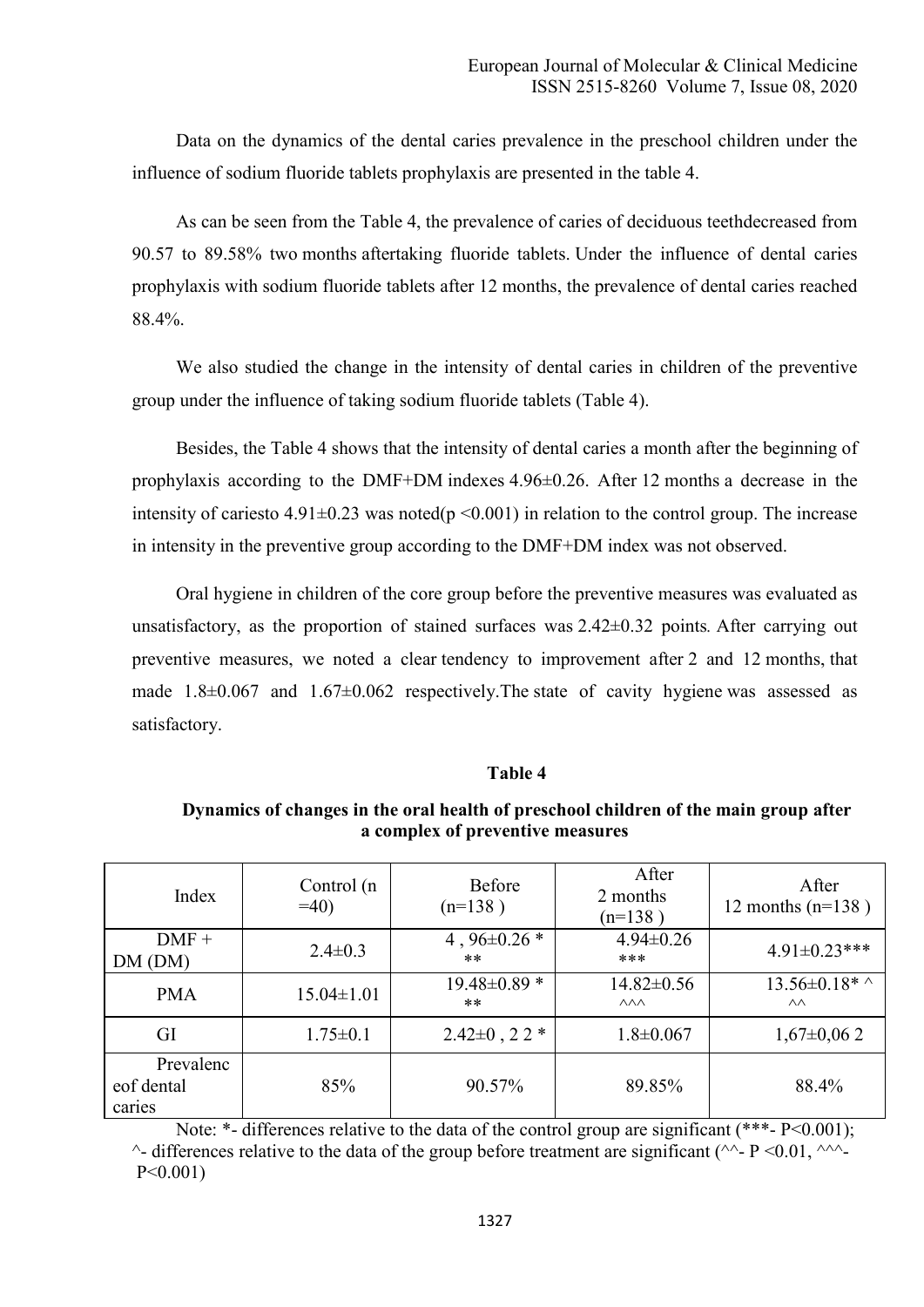Data on the dynamics of the dental caries prevalence in the preschool children under the influence of sodium fluoride tablets prophylaxis are presented in the table 4.

As can be seen from the Table 4, the prevalence of caries of deciduous teethdecreased from 90.57 to 89.58% two months aftertaking fluoride tablets. Under the influence of dental caries prophylaxis with sodium fluoride tablets after 12 months, the prevalence of dental caries reached 88.4%.

We also studied the change in the intensity of dental caries in children of the preventive group under the influence of taking sodium fluoride tablets (Table 4).

Besides, the Table 4 shows that the intensity of dental caries a month after the beginning of prophylaxis according to the DMF+DM indexes 4.96±0.26. After 12 months a decrease in the intensity of cariesto 4.91±0.23 was noted($p < 0.001$) in relation to the control group. The increase in intensity in the preventive group according to the DMF+DM index was not observed.

Oral hygiene in children of the core group before the preventive measures was evaluated as unsatisfactory, as the proportion of stained surfaces was 2.42±0.32 points. After carrying out preventive measures, we noted a clear tendency to improvement after 2 and 12 months, that made 1.8±0.067 and 1.67±0.062 respectively.The state of cavity hygiene was assessed as satisfactory.

**Table 4**

**Dynamics of changes in the oral health of preschool children of the main group after a complex of preventive measures**

| Index | Control (n =40) | Before (n=138 ) | After 2 months (n=138 ) | After 12 months (n=138 ) |
|---|---|---|---|---|
| DMF + DM (DM) | 2.4±0.3 | 4 , 96±0.26 * ** | 4.94±0.26 *** | 4.91±0.23*** |
| PMA | 15.04±1.01 | 19.48±0.89 * ** | 14.82±0.56 ^^^ | 13.56±0.18* ^ ^^ |
| GI | 1.75±0.1 | 2.42±0 , 2 2 * | 1.8±0.067 | 1,67±0,06 2 |
| Prevalenc eof dental caries | 85% | 90.57% | 89.85% | 88.4% |

Note: *- differences relative to the data of the control group are significant (***- $P<0.001$);
^- differences relative to the data of the group before treatment are significant (^^- $P <0.01$, ^^^- $P<0.001$)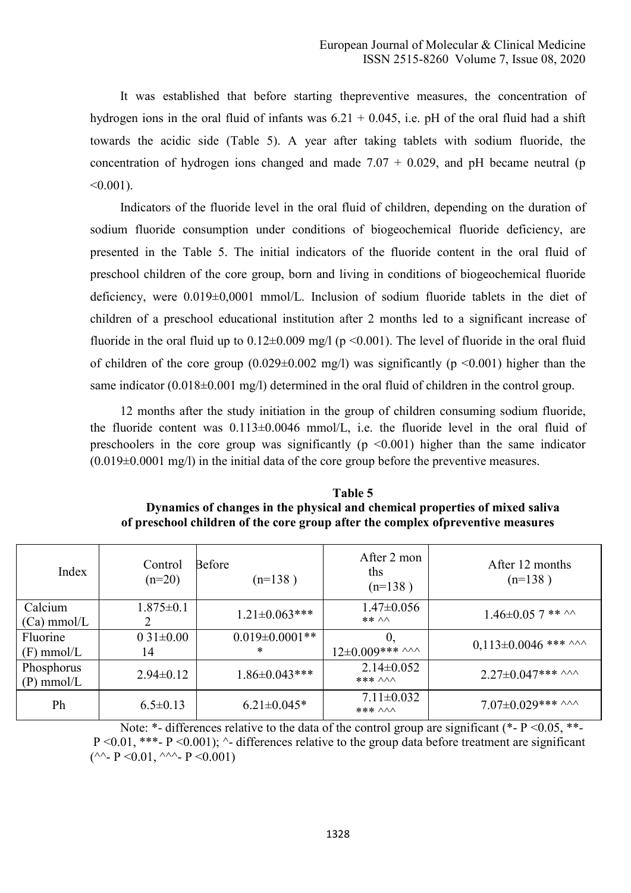It was established that before starting thepreventive measures, the concentration of hydrogen ions in the oral fluid of infants was 6.21 + 0.045, i.e. pH of the oral fluid had a shift towards the acidic side (Table 5). A year after taking tablets with sodium fluoride, the concentration of hydrogen ions changed and made 7.07 + 0.029, and pH became neutral ($p < 0.001$).

Indicators of the fluoride level in the oral fluid of children, depending on the duration of sodium fluoride consumption under conditions of biogeochemical fluoride deficiency, are presented in the Table 5. The initial indicators of the fluoride content in the oral fluid of preschool children of the core group, born and living in conditions of biogeochemical fluoride deficiency, were 0.019±0,0001 mmol/L. Inclusion of sodium fluoride tablets in the diet of children of a preschool educational institution after 2 months led to a significant increase of fluoride in the oral fluid up to 0.12±0.009 mg/l ($p < 0.001$). The level of fluoride in the oral fluid of children of the core group (0.029±0.002 mg/l) was significantly ($p < 0.001$) higher than the same indicator (0.018±0.001 mg/l) determined in the oral fluid of children in the control group.

12 months after the study initiation in the group of children consuming sodium fluoride, the fluoride content was 0.113±0.0046 mmol/L, i.e. the fluoride level in the oral fluid of preschoolers in the core group was significantly ($p < 0.001$) higher than the same indicator (0.019±0.0001 mg/l) in the initial data of the core group before the preventive measures.

**Table 5**
**Dynamics of changes in the physical and chemical properties of mixed saliva of preschool children of the core group after the complex ofpreventive measures**

| Index | Control (n=20) | Before (n=138 ) | After 2 months (n=138 ) | After 12 months (n=138 ) |
|---|---|---|---|---|
| Calcium (Ca) mmol/L | 1.875±0.12 | 1.21±0.063*** | 1.47±0.056 ** ^^ | 1.46±0.05 7 ** ^^ |
| Fluorine (F) mmol/L | 0 31±0.0014 | 0.019±0.0001*** | 0, 12±0.009*** ^^^ | 0,113±0.0046 *** ^^^ |
| Phosphorus (P) mmol/L | 2.94±0.12 | 1.86±0.043*** | 2.14±0.052 *** ^^^ | 2.27±0.047*** ^^^ |
| Ph | 6.5±0.13 | 6.21±0.045* | 7.11±0.032 *** ^^^ | 7.07±0.029*** ^^^ |

Note: *- differences relative to the data of the control group are significant (*- $P < 0.05$, **- $P < 0.01$, ***- $P < 0.001$); ^- differences relative to the group data before treatment are significant (^^- $P < 0.01$, ^^^- $P < 0.001$)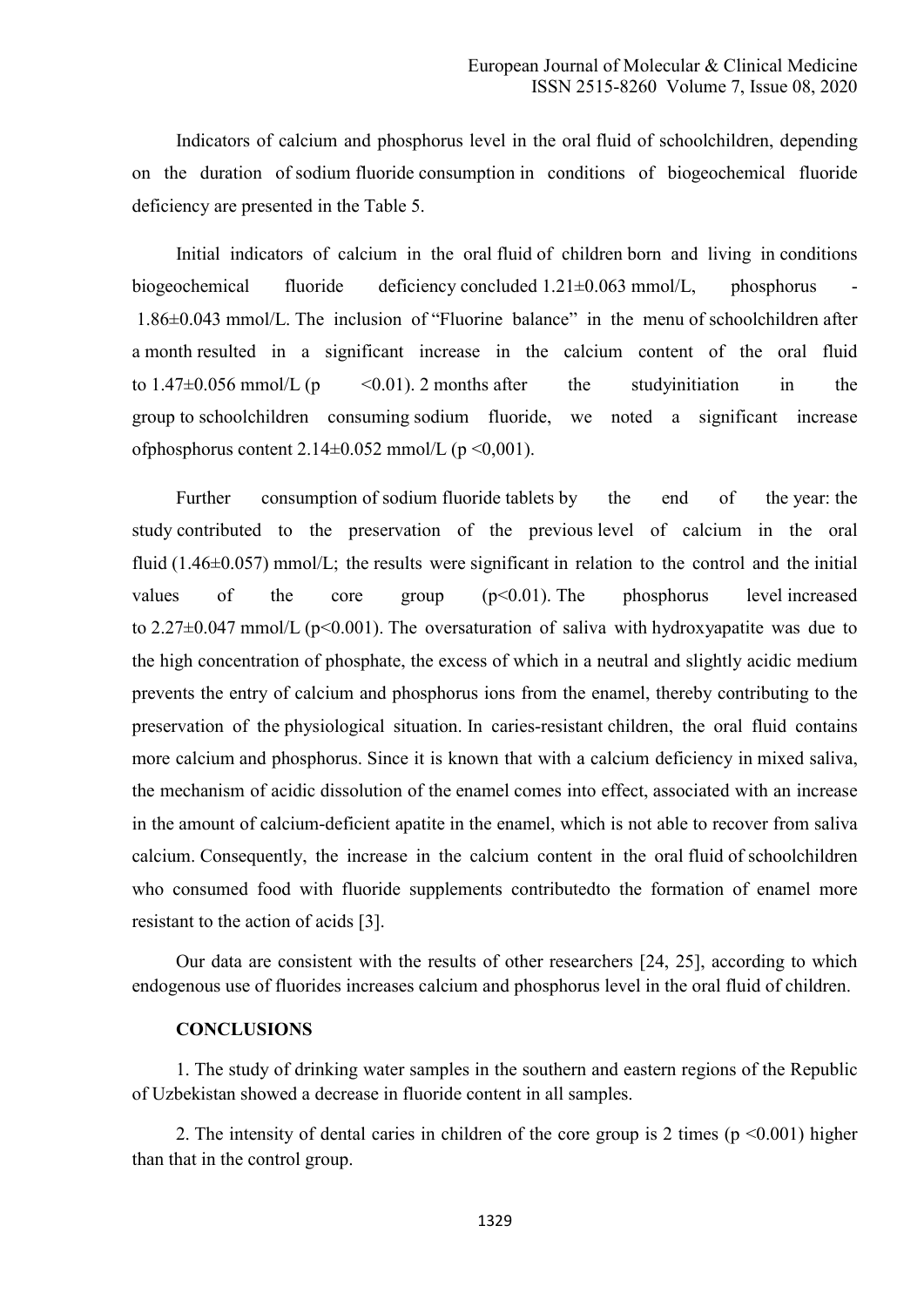Indicators of calcium and phosphorus level in the oral fluid of schoolchildren, depending on the duration of sodium fluoride consumption in conditions of biogeochemical fluoride deficiency are presented in the Table 5.

Initial indicators of calcium in the oral fluid of children born and living in conditions biogeochemical fluoride deficiency concluded 1.21±0.063 mmol/L, phosphorus - 1.86±0.043 mmol/L. The inclusion of "Fluorine balance" in the menu of schoolchildren after a month resulted in a significant increase in the calcium content of the oral fluid to 1.47±0.056 mmol/L ($p < 0.01$). 2 months after the studyinitiation in the group to schoolchildren consuming sodium fluoride, we noted a significant increase ofphosphorus content 2.14±0.052 mmol/L ($p < 0{,}001$).

Further consumption of sodium fluoride tablets by the end of the year: the study contributed to the preservation of the previous level of calcium in the oral fluid (1.46±0.057) mmol/L; the results were significant in relation to the control and the initial values of the core group ($p<0.01$). The phosphorus level increased to 2.27±0.047 mmol/L ($p<0.001$). The oversaturation of saliva with hydroxyapatite was due to the high concentration of phosphate, the excess of which in a neutral and slightly acidic medium prevents the entry of calcium and phosphorus ions from the enamel, thereby contributing to the preservation of the physiological situation. In caries-resistant children, the oral fluid contains more calcium and phosphorus. Since it is known that with a calcium deficiency in mixed saliva, the mechanism of acidic dissolution of the enamel comes into effect, associated with an increase in the amount of calcium-deficient apatite in the enamel, which is not able to recover from saliva calcium. Consequently, the increase in the calcium content in the oral fluid of schoolchildren who consumed food with fluoride supplements contributedto the formation of enamel more resistant to the action of acids [3].

Our data are consistent with the results of other researchers [24, 25], according to which endogenous use of fluorides increases calcium and phosphorus level in the oral fluid of children.

## CONCLUSIONS

1. The study of drinking water samples in the southern and eastern regions of the Republic of Uzbekistan showed a decrease in fluoride content in all samples.

2. The intensity of dental caries in children of the core group is 2 times ($p < 0.001$) higher than that in the control group.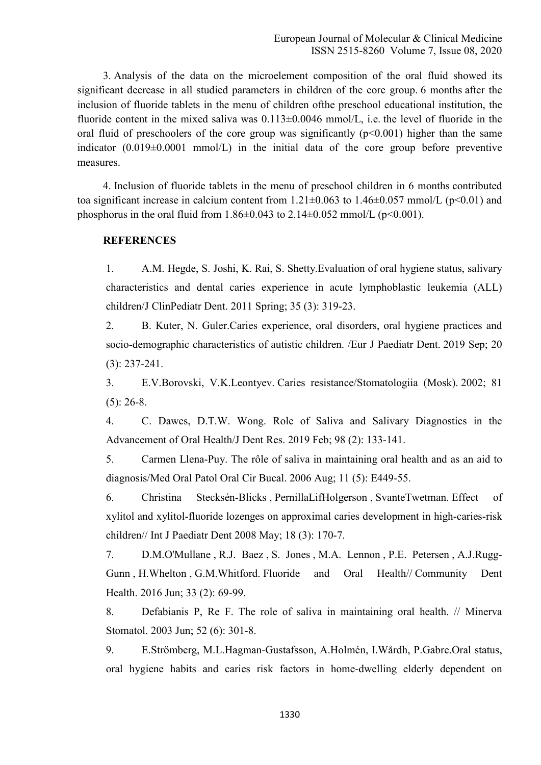3. Analysis of the data on the microelement composition of the oral fluid showed its significant decrease in all studied parameters in children of the core group. 6 months after the inclusion of fluoride tablets in the menu of children ofthe preschool educational institution, the fluoride content in the mixed saliva was 0.113±0.0046 mmol/L, i.e. the level of fluoride in the oral fluid of preschoolers of the core group was significantly ($p<0.001$) higher than the same indicator (0.019±0.0001 mmol/L) in the initial data of the core group before preventive measures.

4. Inclusion of fluoride tablets in the menu of preschool children in 6 months contributed toa significant increase in calcium content from 1.21±0.063 to 1.46±0.057 mmol/L ($p<0.01$) and phosphorus in the oral fluid from 1.86±0.043 to 2.14±0.052 mmol/L ($p<0.001$).

## REFERENCES

1. A.M. Hegde, S. Joshi, K. Rai, S. Shetty.Evaluation of oral hygiene status, salivary characteristics and dental caries experience in acute lymphoblastic leukemia (ALL) children/J ClinPediatr Dent. 2011 Spring; 35 (3): 319-23.
2. B. Kuter, N. Guler.Caries experience, oral disorders, oral hygiene practices and socio-demographic characteristics of autistic children. /Eur J Paediatr Dent. 2019 Sep; 20 (3): 237-241.
3. E.V.Borovski, V.K.Leontyev. Caries resistance/Stomatologiia (Mosk). 2002; 81 (5): 26-8.
4. C. Dawes, D.T.W. Wong. Role of Saliva and Salivary Diagnostics in the Advancement of Oral Health/J Dent Res. 2019 Feb; 98 (2): 133-141.
5. Carmen Llena-Puy. The rôle of saliva in maintaining oral health and as an aid to diagnosis/Med Oral Patol Oral Cir Bucal. 2006 Aug; 11 (5): E449-55.
6. Christina Stecksén-Blicks , PernillaLifHolgerson , SvanteTwetman. Effect of xylitol and xylitol-fluoride lozenges on approximal caries development in high-caries-risk children// Int J Paediatr Dent 2008 May; 18 (3): 170-7.
7. D.M.O'Mullane , R.J. Baez , S. Jones , M.A. Lennon , P.E. Petersen , A.J.Rugg-Gunn , H.Whelton , G.M.Whitford. Fluoride and Oral Health// Community Dent Health. 2016 Jun; 33 (2): 69-99.
8. Defabianis P, Re F. The role of saliva in maintaining oral health. // Minerva Stomatol. 2003 Jun; 52 (6): 301-8.
9. E.Strömberg, M.L.Hagman-Gustafsson, A.Holmén, I.Wårdh, P.Gabre.Oral status, oral hygiene habits and caries risk factors in home-dwelling elderly dependent on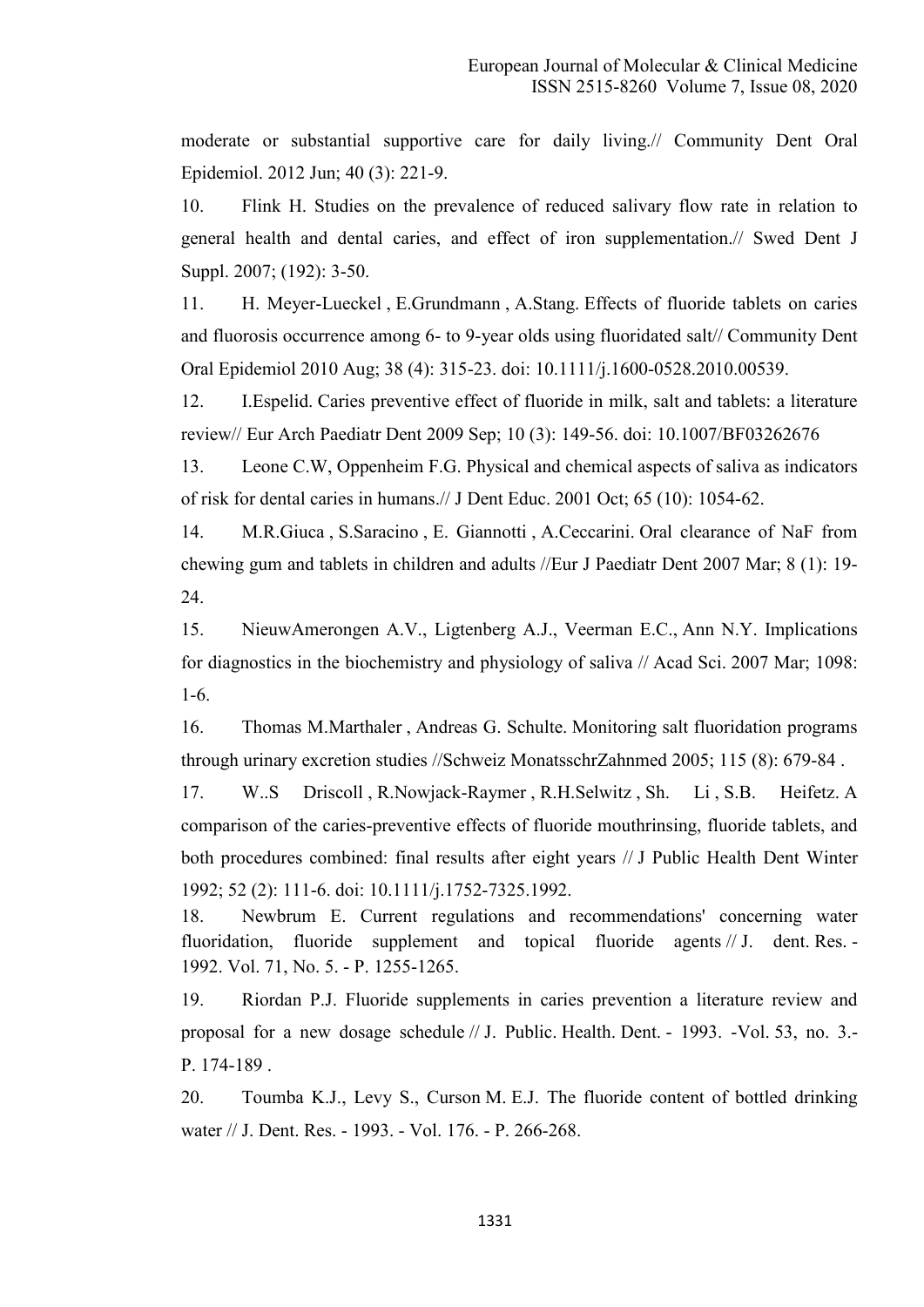moderate or substantial supportive care for daily living.// Community Dent Oral Epidemiol. 2012 Jun; 40 (3): 221-9.

10. Flink H. Studies on the prevalence of reduced salivary flow rate in relation to general health and dental caries, and effect of iron supplementation.// Swed Dent J Suppl. 2007; (192): 3-50.

11. H. Meyer-Lueckel , E.Grundmann , A.Stang. Effects of fluoride tablets on caries and fluorosis occurrence among 6- to 9-year olds using fluoridated salt// Community Dent Oral Epidemiol 2010 Aug; 38 (4): 315-23. doi: 10.1111/j.1600-0528.2010.00539.

12. I.Espelid. Caries preventive effect of fluoride in milk, salt and tablets: a literature review// Eur Arch Paediatr Dent 2009 Sep; 10 (3): 149-56. doi: 10.1007/BF03262676

13. Leone C.W, Oppenheim F.G. Physical and chemical aspects of saliva as indicators of risk for dental caries in humans.// J Dent Educ. 2001 Oct; 65 (10): 1054-62.

14. M.R.Giuca , S.Saracino , E. Giannotti , A.Ceccarini. Oral clearance of NaF from chewing gum and tablets in children and adults //Eur J Paediatr Dent 2007 Mar; 8 (1): 19-24.

15. NieuwAmerongen A.V., Ligtenberg A.J., Veerman E.C., Ann N.Y. Implications for diagnostics in the biochemistry and physiology of saliva // Acad Sci. 2007 Mar; 1098: 1-6.

16. Thomas M.Marthaler , Andreas G. Schulte. Monitoring salt fluoridation programs through urinary excretion studies //Schweiz MonatsschrZahnmed 2005; 115 (8): 679-84 .

17. W..S Driscoll , R.Nowjack-Raymer , R.H.Selwitz , Sh. Li , S.B. Heifetz. A comparison of the caries-preventive effects of fluoride mouthrinsing, fluoride tablets, and both procedures combined: final results after eight years // J Public Health Dent Winter 1992; 52 (2): 111-6. doi: 10.1111/j.1752-7325.1992.

18. Newbrum E. Current regulations and recommendations' concerning water fluoridation, fluoride supplement and topical fluoride agents // J. dent. Res. - 1992. Vol. 71, No. 5. - P. 1255-1265.

19. Riordan P.J. Fluoride supplements in caries prevention a literature review and proposal for a new dosage schedule // J. Public. Health. Dent. - 1993. -Vol. 53, no. 3.- P. 174-189 .

20. Toumba K.J., Levy S., Curson M. E.J. The fluoride content of bottled drinking water // J. Dent. Res. - 1993. - Vol. 176. - P. 266-268.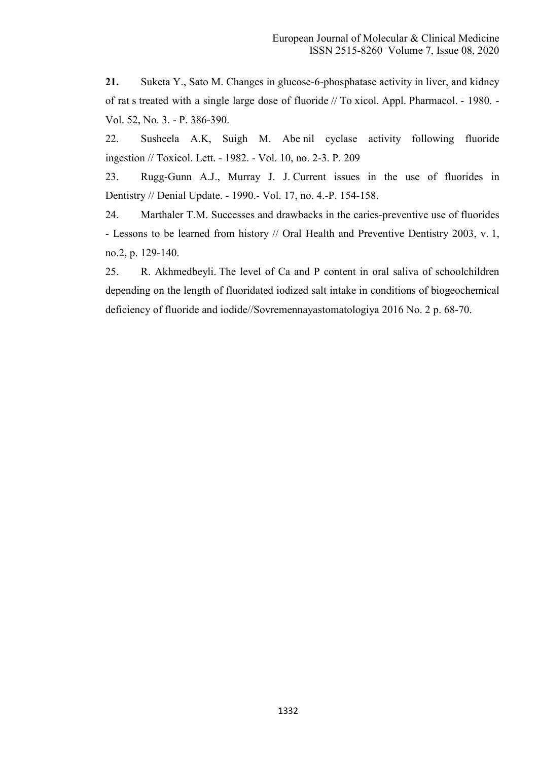**21.** Suketa Y., Sato M. Changes in glucose-6-phosphatase activity in liver, and kidney of rat s treated with a single large dose of fluoride // To xicol. Appl. Pharmacol. - 1980. - Vol. 52, No. 3. - P. 386-390.

22. Susheela A.K, Suigh M. Abe nil cyclase activity following fluoride ingestion // Toxicol. Lett. - 1982. - Vol. 10, no. 2-3. P. 209

23. Rugg-Gunn A.J., Murray J. J. Current issues in the use of fluorides in Dentistry // Denial Update. - 1990.- Vol. 17, no. 4.-P. 154-158.

24. Marthaler T.M. Successes and drawbacks in the caries-preventive use of fluorides - Lessons to be learned from history // Oral Health and Preventive Dentistry 2003, v. 1, no.2, p. 129-140.

25. R. Akhmedbeyli. The level of Ca and P content in oral saliva of schoolchildren depending on the length of fluoridated iodized salt intake in conditions of biogeochemical deficiency of fluoride and iodide//Sovremennayastomatologiya 2016 No. 2 p. 68-70.